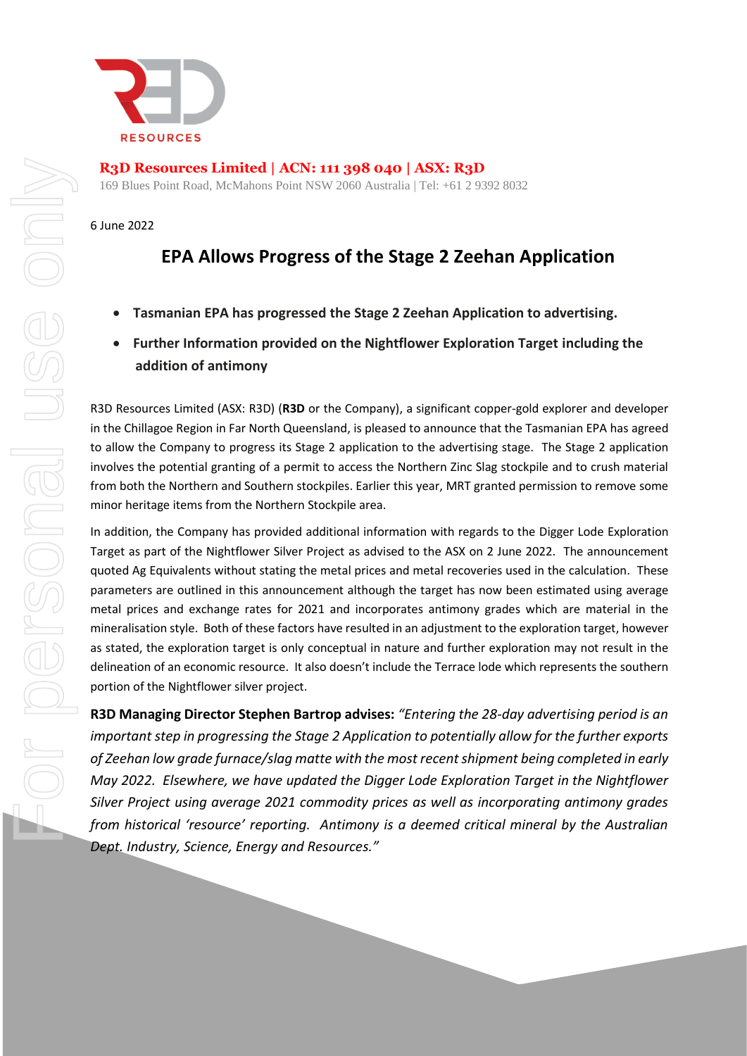RESOURCES

**R3D Resources Limited | ACN: 111 398 040 | ASX: R3D**
169 Blues Point Road, McMahons Point NSW 2060 Australia | Tel: +61 2 9392 8032

6 June 2022

# EPA Allows Progress of the Stage 2 Zeehan Application

- **Tasmanian EPA has progressed the Stage 2 Zeehan Application to advertising.**
- **Further Information provided on the Nightflower Exploration Target including the addition of antimony**

R3D Resources Limited (ASX: R3D) (**R3D** or the Company), a significant copper-gold explorer and developer in the Chillagoe Region in Far North Queensland, is pleased to announce that the Tasmanian EPA has agreed to allow the Company to progress its Stage 2 application to the advertising stage. The Stage 2 application involves the potential granting of a permit to access the Northern Zinc Slag stockpile and to crush material from both the Northern and Southern stockpiles. Earlier this year, MRT granted permission to remove some minor heritage items from the Northern Stockpile area.

In addition, the Company has provided additional information with regards to the Digger Lode Exploration Target as part of the Nightflower Silver Project as advised to the ASX on 2 June 2022. The announcement quoted Ag Equivalents without stating the metal prices and metal recoveries used in the calculation. These parameters are outlined in this announcement although the target has now been estimated using average metal prices and exchange rates for 2021 and incorporates antimony grades which are material in the mineralisation style. Both of these factors have resulted in an adjustment to the exploration target, however as stated, the exploration target is only conceptual in nature and further exploration may not result in the delineation of an economic resource. It also doesn't include the Terrace lode which represents the southern portion of the Nightflower silver project.

**R3D Managing Director Stephen Bartrop advises:** *"Entering the 28-day advertising period is an important step in progressing the Stage 2 Application to potentially allow for the further exports of Zeehan low grade furnace/slag matte with the most recent shipment being completed in early May 2022. Elsewhere, we have updated the Digger Lode Exploration Target in the Nightflower Silver Project using average 2021 commodity prices as well as incorporating antimony grades from historical 'resource' reporting. Antimony is a deemed critical mineral by the Australian Dept. Industry, Science, Energy and Resources."*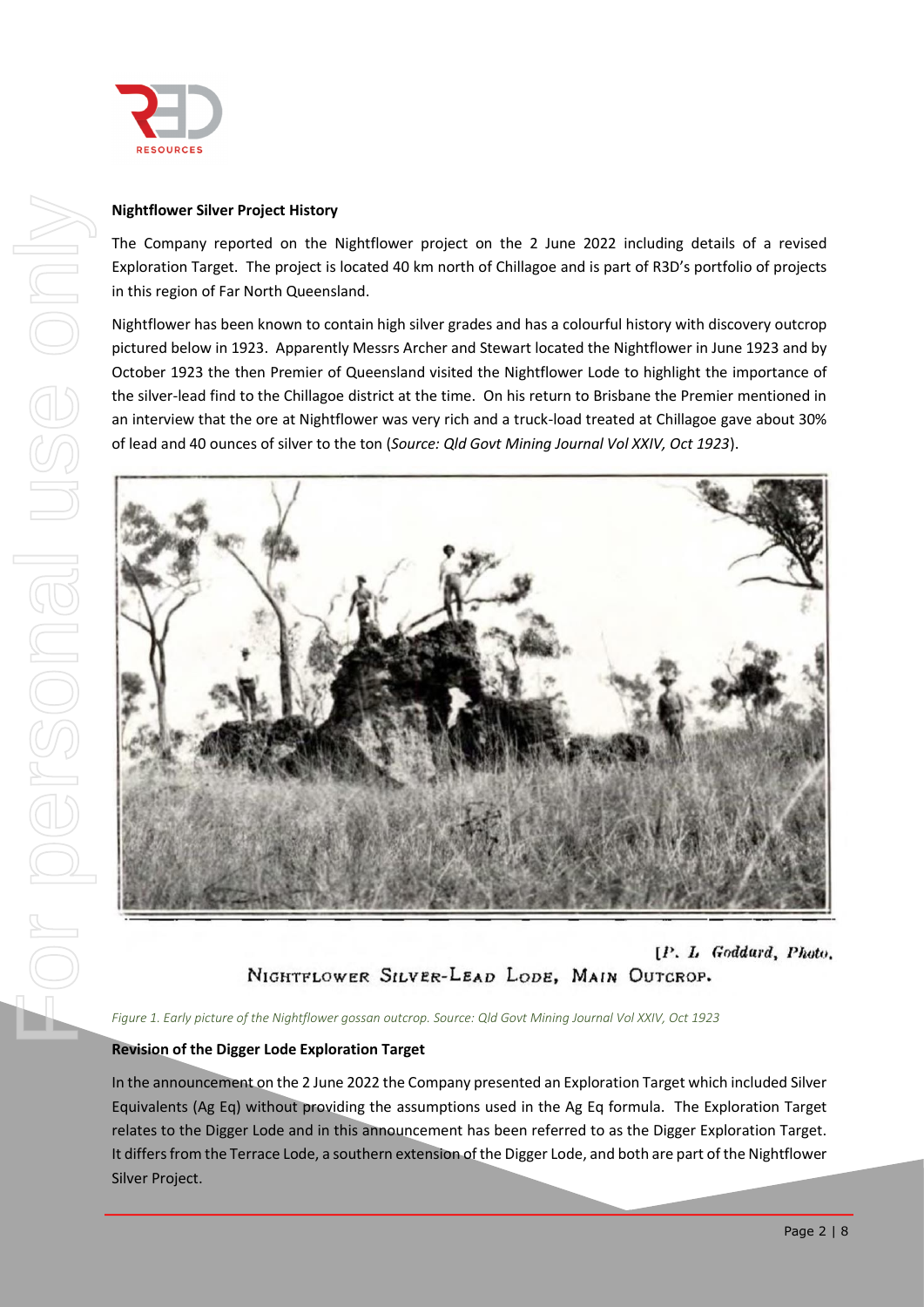## Nightflower Silver Project History

The Company reported on the Nightflower project on the 2 June 2022 including details of a revised Exploration Target. The project is located 40 km north of Chillagoe and is part of R3D's portfolio of projects in this region of Far North Queensland.

Nightflower has been known to contain high silver grades and has a colourful history with discovery outcrop pictured below in 1923. Apparently Messrs Archer and Stewart located the Nightflower in June 1923 and by October 1923 the then Premier of Queensland visited the Nightflower Lode to highlight the importance of the silver-lead find to the Chillagoe district at the time. On his return to Brisbane the Premier mentioned in an interview that the ore at Nightflower was very rich and a truck-load treated at Chillagoe gave about 30% of lead and 40 ounces of silver to the ton (*Source: Qld Govt Mining Journal Vol XXIV, Oct 1923*).

[P. L. Goddard, Photo.

NIGHTFLOWER SILVER-LEAD LODE, MAIN OUTCROP.

*Figure 1. Early picture of the Nightflower gossan outcrop. Source: Qld Govt Mining Journal Vol XXIV, Oct 1923*

## Revision of the Digger Lode Exploration Target

In the announcement on the 2 June 2022 the Company presented an Exploration Target which included Silver Equivalents (Ag Eq) without providing the assumptions used in the Ag Eq formula. The Exploration Target relates to the Digger Lode and in this announcement has been referred to as the Digger Exploration Target. It differs from the Terrace Lode, a southern extension of the Digger Lode, and both are part of the Nightflower Silver Project.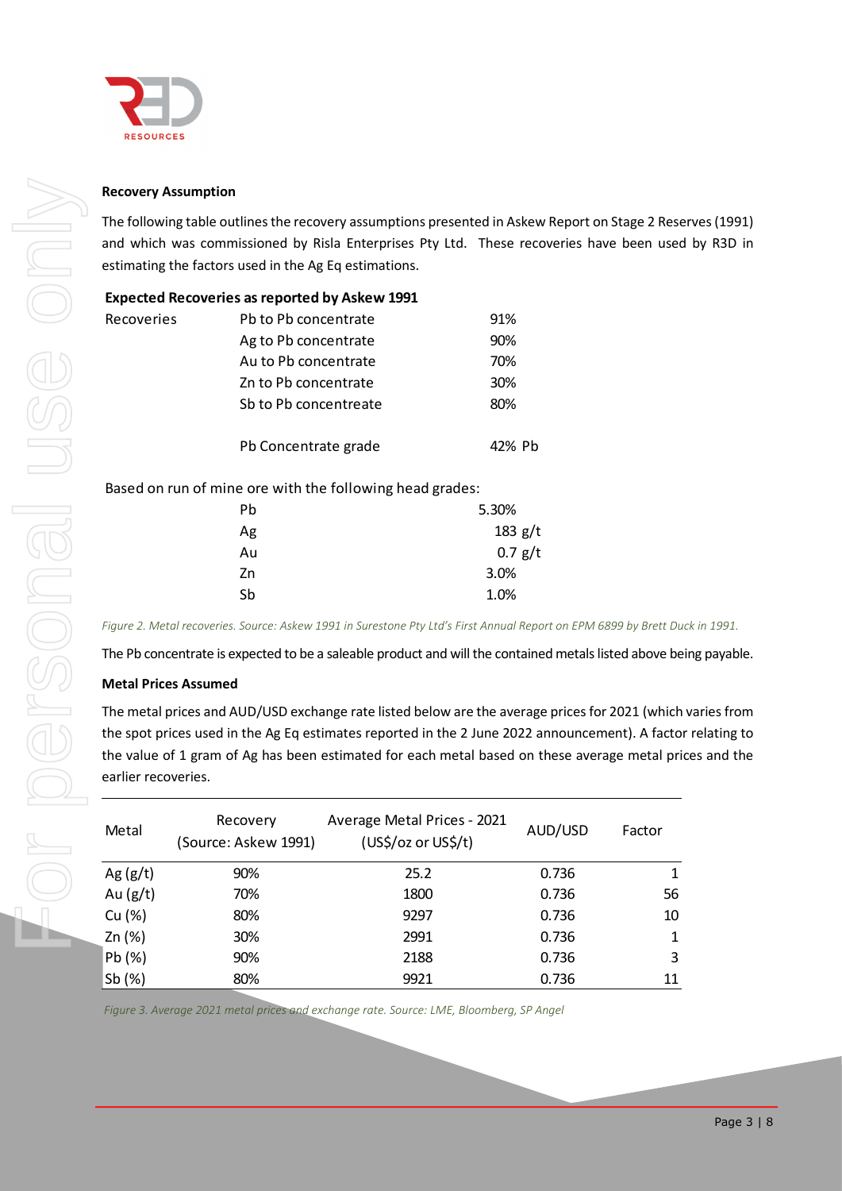**Recovery Assumption**

The following table outlines the recovery assumptions presented in Askew Report on Stage 2 Reserves (1991) and which was commissioned by Risla Enterprises Pty Ltd. These recoveries have been used by R3D in estimating the factors used in the Ag Eq estimations.

**Expected Recoveries as reported by Askew 1991**

| | | |
|---|---|---|
| Recoveries | Pb to Pb concentrate | 91% |
| | Ag to Pb concentrate | 90% |
| | Au to Pb concentrate | 70% |
| | Zn to Pb concentrate | 30% |
| | Sb to Pb concentreate | 80% |
| | | |
| | Pb Concentrate grade | 42% Pb |

Based on run of mine ore with the following head grades:

| | |
|---|---|
| Pb | 5.30% |
| Ag | 183 g/t |
| Au | 0.7 g/t |
| Zn | 3.0% |
| Sb | 1.0% |

*Figure 2. Metal recoveries. Source: Askew 1991 in Surestone Pty Ltd's First Annual Report on EPM 6899 by Brett Duck in 1991.*

The Pb concentrate is expected to be a saleable product and will the contained metals listed above being payable.

**Metal Prices Assumed**

The metal prices and AUD/USD exchange rate listed below are the average prices for 2021 (which varies from the spot prices used in the Ag Eq estimates reported in the 2 June 2022 announcement). A factor relating to the value of 1 gram of Ag has been estimated for each metal based on these average metal prices and the earlier recoveries.

| Metal | Recovery (Source: Askew 1991) | Average Metal Prices - 2021 (US$/oz or US$/t) | AUD/USD | Factor |
|---|---|---|---|---|
| Ag (g/t) | 90% | 25.2 | 0.736 | 1 |
| Au (g/t) | 70% | 1800 | 0.736 | 56 |
| Cu (%) | 80% | 9297 | 0.736 | 10 |
| Zn (%) | 30% | 2991 | 0.736 | 1 |
| Pb (%) | 90% | 2188 | 0.736 | 3 |
| Sb (%) | 80% | 9921 | 0.736 | 11 |

*Figure 3. Average 2021 metal prices and exchange rate. Source: LME, Bloomberg, SP Angel*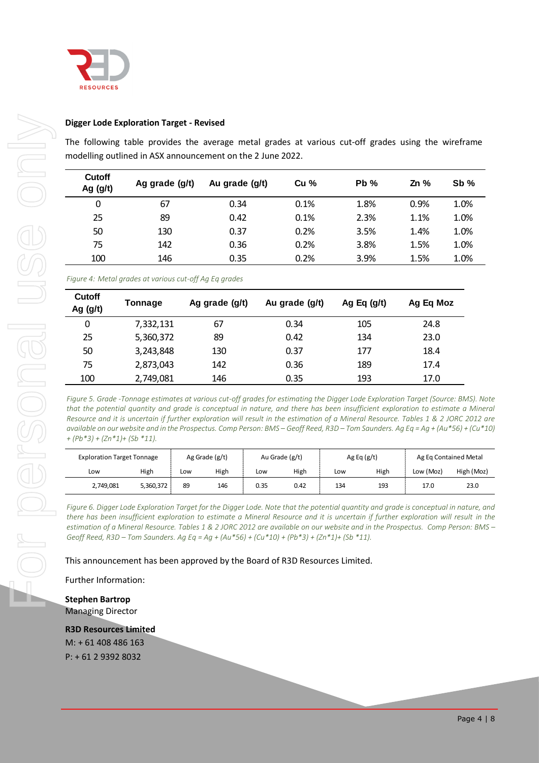**Digger Lode Exploration Target - Revised**

The following table provides the average metal grades at various cut-off grades using the wireframe modelling outlined in ASX announcement on the 2 June 2022.

| Cutoff Ag (g/t) | Ag grade (g/t) | Au grade (g/t) | Cu % | Pb % | Zn % | Sb % |
|---|---|---|---|---|---|---|
| 0 | 67 | 0.34 | 0.1% | 1.8% | 0.9% | 1.0% |
| 25 | 89 | 0.42 | 0.1% | 2.3% | 1.1% | 1.0% |
| 50 | 130 | 0.37 | 0.2% | 3.5% | 1.4% | 1.0% |
| 75 | 142 | 0.36 | 0.2% | 3.8% | 1.5% | 1.0% |
| 100 | 146 | 0.35 | 0.2% | 3.9% | 1.5% | 1.0% |

*Figure 4: Metal grades at various cut-off Ag Eq grades*

| Cutoff Ag (g/t) | Tonnage | Ag grade (g/t) | Au grade (g/t) | Ag Eq (g/t) | Ag Eq Moz |
|---|---|---|---|---|---|
| 0 | 7,332,131 | 67 | 0.34 | 105 | 24.8 |
| 25 | 5,360,372 | 89 | 0.42 | 134 | 23.0 |
| 50 | 3,243,848 | 130 | 0.37 | 177 | 18.4 |
| 75 | 2,873,043 | 142 | 0.36 | 189 | 17.4 |
| 100 | 2,749,081 | 146 | 0.35 | 193 | 17.0 |

*Figure 5. Grade -Tonnage estimates at various cut-off grades for estimating the Digger Lode Exploration Target (Source: BMS). Note that the potential quantity and grade is conceptual in nature, and there has been insufficient exploration to estimate a Mineral Resource and it is uncertain if further exploration will result in the estimation of a Mineral Resource. Tables 1 & 2 JORC 2012 are available on our website and in the Prospectus. Comp Person: BMS – Geoff Reed, R3D – Tom Saunders. Ag Eq = Ag + (Au*56) + (Cu*10) + (Pb*3) + (Zn*1)+ (Sb *11).*

| Exploration Target Tonnage | | Ag Grade (g/t) | | Au Grade (g/t) | | Ag Eq (g/t) | | Ag Eq Contained Metal | |
|---|---|---|---|---|---|---|---|---|---|
| Low | High | Low | High | Low | High | Low | High | Low (Moz) | High (Moz) |
| 2,749,081 | 5,360,372 | 89 | 146 | 0.35 | 0.42 | 134 | 193 | 17.0 | 23.0 |

*Figure 6. Digger Lode Exploration Target for the Digger Lode. Note that the potential quantity and grade is conceptual in nature, and there has been insufficient exploration to estimate a Mineral Resource and it is uncertain if further exploration will result in the estimation of a Mineral Resource. Tables 1 & 2 JORC 2012 are available on our website and in the Prospectus. Comp Person: BMS – Geoff Reed, R3D – Tom Saunders. Ag Eq = Ag + (Au*56) + (Cu*10) + (Pb*3) + (Zn*1)+ (Sb *11).*

This announcement has been approved by the Board of R3D Resources Limited.

Further Information:

**Stephen Bartrop**
Managing Director

**R3D Resources Limited**
M: + 61 408 486 163
P: + 61 2 9392 8032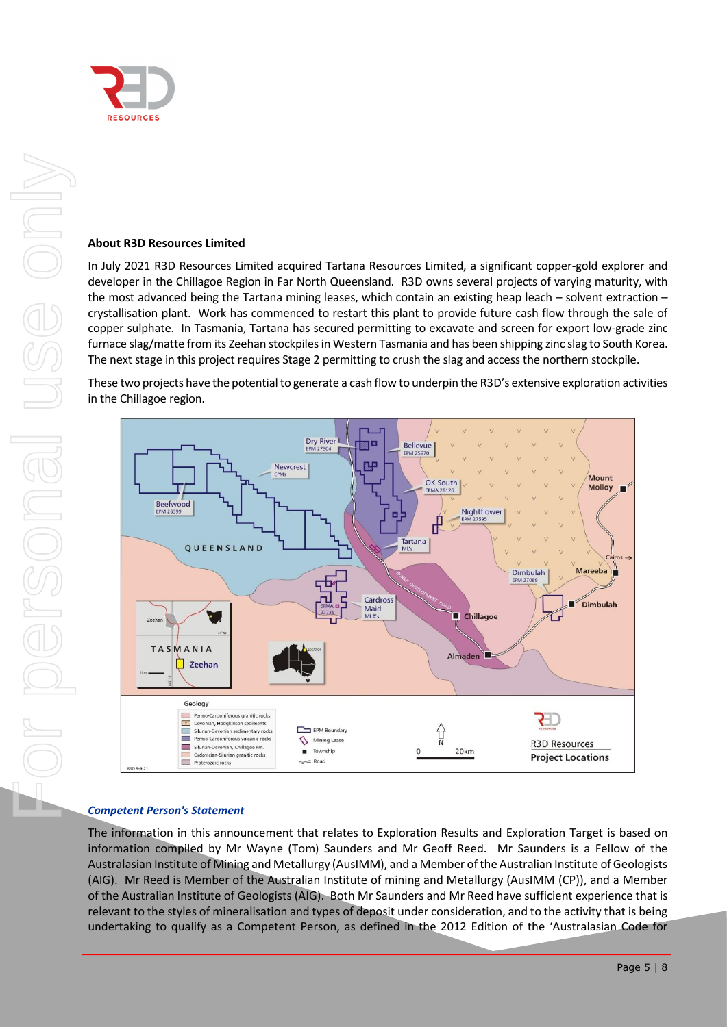## About R3D Resources Limited

In July 2021 R3D Resources Limited acquired Tartana Resources Limited, a significant copper-gold explorer and developer in the Chillagoe Region in Far North Queensland. R3D owns several projects of varying maturity, with the most advanced being the Tartana mining leases, which contain an existing heap leach – solvent extraction – crystallisation plant. Work has commenced to restart this plant to provide future cash flow through the sale of copper sulphate. In Tasmania, Tartana has secured permitting to excavate and screen for export low-grade zinc furnace slag/matte from its Zeehan stockpiles in Western Tasmania and has been shipping zinc slag to South Korea. The next stage in this project requires Stage 2 permitting to crush the slag and access the northern stockpile.

These two projects have the potential to generate a cash flow to underpin the R3D's extensive exploration activities in the Chillagoe region.

### *Competent Person's Statement*

The information in this announcement that relates to Exploration Results and Exploration Target is based on information compiled by Mr Wayne (Tom) Saunders and Mr Geoff Reed. Mr Saunders is a Fellow of the Australasian Institute of Mining and Metallurgy (AusIMM), and a Member of the Australian Institute of Geologists (AIG). Mr Reed is Member of the Australian Institute of mining and Metallurgy (AusIMM (CP)), and a Member of the Australian Institute of Geologists (AIG). Both Mr Saunders and Mr Reed have sufficient experience that is relevant to the styles of mineralisation and types of deposit under consideration, and to the activity that is being undertaking to qualify as a Competent Person, as defined in the 2012 Edition of the 'Australasian Code for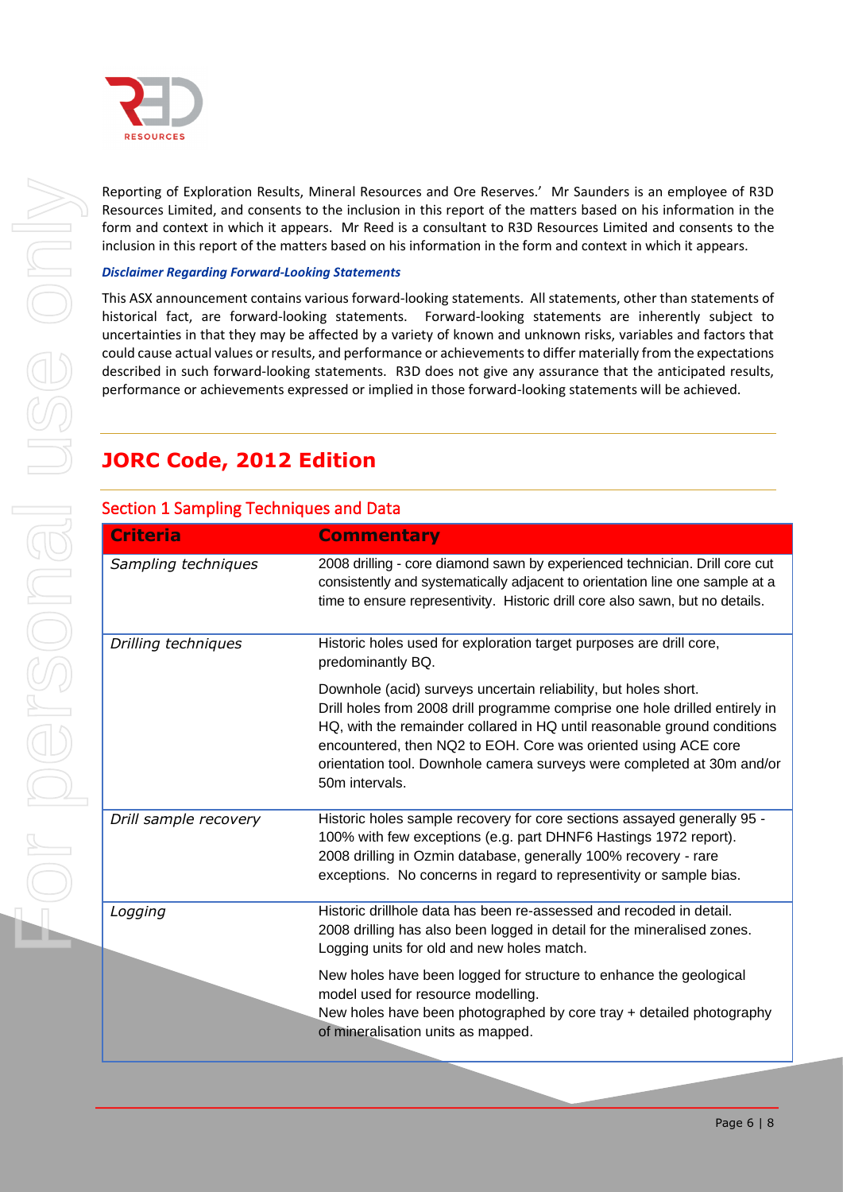Reporting of Exploration Results, Mineral Resources and Ore Reserves.' Mr Saunders is an employee of R3D Resources Limited, and consents to the inclusion in this report of the matters based on his information in the form and context in which it appears. Mr Reed is a consultant to R3D Resources Limited and consents to the inclusion in this report of the matters based on his information in the form and context in which it appears.

***Disclaimer Regarding Forward-Looking Statements***

This ASX announcement contains various forward-looking statements. All statements, other than statements of historical fact, are forward-looking statements. Forward-looking statements are inherently subject to uncertainties in that they may be affected by a variety of known and unknown risks, variables and factors that could cause actual values or results, and performance or achievements to differ materially from the expectations described in such forward-looking statements. R3D does not give any assurance that the anticipated results, performance or achievements expressed or implied in those forward-looking statements will be achieved.

# JORC Code, 2012 Edition

## Section 1 Sampling Techniques and Data

| Criteria | Commentary |
|---|---|
| *Sampling techniques* | 2008 drilling - core diamond sawn by experienced technician. Drill core cut consistently and systematically adjacent to orientation line one sample at a time to ensure representivity. Historic drill core also sawn, but no details. |
| *Drilling techniques* | Historic holes used for exploration target purposes are drill core, predominantly BQ.<br><br>Downhole (acid) surveys uncertain reliability, but holes short. Drill holes from 2008 drill programme comprise one hole drilled entirely in HQ, with the remainder collared in HQ until reasonable ground conditions encountered, then NQ2 to EOH. Core was oriented using ACE core orientation tool. Downhole camera surveys were completed at 30m and/or 50m intervals. |
| *Drill sample recovery* | Historic holes sample recovery for core sections assayed generally 95 - 100% with few exceptions (e.g. part DHNF6 Hastings 1972 report). 2008 drilling in Ozmin database, generally 100% recovery - rare exceptions. No concerns in regard to representivity or sample bias. |
| *Logging* | Historic drillhole data has been re-assessed and recoded in detail. 2008 drilling has also been logged in detail for the mineralised zones. Logging units for old and new holes match.<br><br>New holes have been logged for structure to enhance the geological model used for resource modelling. New holes have been photographed by core tray + detailed photography of mineralisation units as mapped. |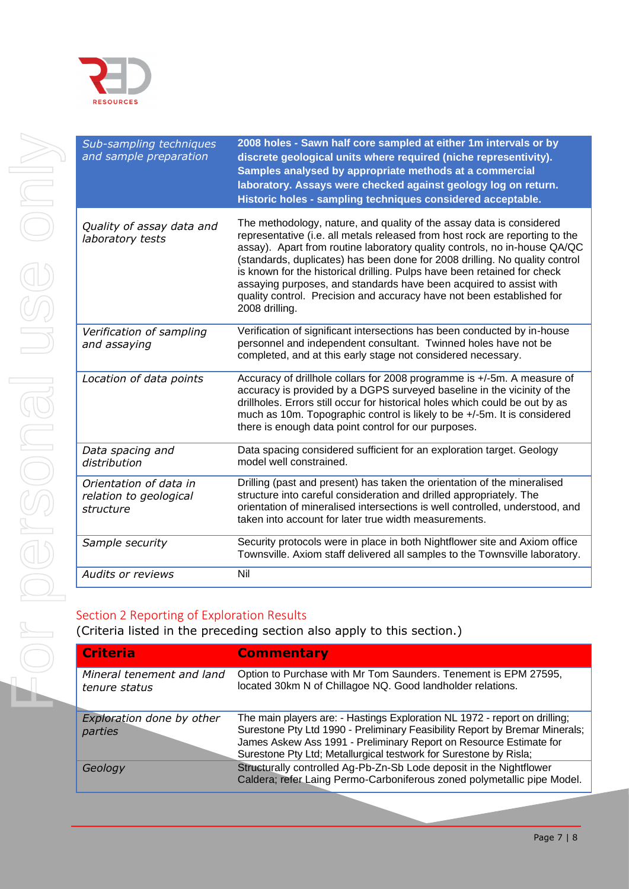| | |
|---|---|
| *Sub-sampling techniques and sample preparation* | **2008 holes - Sawn half core sampled at either 1m intervals or by discrete geological units where required (niche representivity). Samples analysed by appropriate methods at a commercial laboratory. Assays were checked against geology log on return. Historic holes - sampling techniques considered acceptable.** |
| *Quality of assay data and laboratory tests* | The methodology, nature, and quality of the assay data is considered representative (i.e. all metals released from host rock are reporting to the assay). Apart from routine laboratory quality controls, no in-house QA/QC (standards, duplicates) has been done for 2008 drilling. No quality control is known for the historical drilling. Pulps have been retained for check assaying purposes, and standards have been acquired to assist with quality control. Precision and accuracy have not been established for 2008 drilling. |
| *Verification of sampling and assaying* | Verification of significant intersections has been conducted by in-house personnel and independent consultant. Twinned holes have not be completed, and at this early stage not considered necessary. |
| *Location of data points* | Accuracy of drillhole collars for 2008 programme is +/-5m. A measure of accuracy is provided by a DGPS surveyed baseline in the vicinity of the drillholes. Errors still occur for historical holes which could be out by as much as 10m. Topographic control is likely to be +/-5m. It is considered there is enough data point control for our purposes. |
| *Data spacing and distribution* | Data spacing considered sufficient for an exploration target. Geology model well constrained. |
| *Orientation of data in relation to geological structure* | Drilling (past and present) has taken the orientation of the mineralised structure into careful consideration and drilled appropriately. The orientation of mineralised intersections is well controlled, understood, and taken into account for later true width measurements. |
| *Sample security* | Security protocols were in place in both Nightflower site and Axiom office Townsville. Axiom staff delivered all samples to the Townsville laboratory. |
| *Audits or reviews* | Nil |

## Section 2 Reporting of Exploration Results

(Criteria listed in the preceding section also apply to this section.)

| Criteria | Commentary |
|---|---|
| *Mineral tenement and land tenure status* | Option to Purchase with Mr Tom Saunders. Tenement is EPM 27595, located 30km N of Chillagoe NQ. Good landholder relations. |
| *Exploration done by other parties* | The main players are: - Hastings Exploration NL 1972 - report on drilling; Surestone Pty Ltd 1990 - Preliminary Feasibility Report by Bremar Minerals; James Askew Ass 1991 - Preliminary Report on Resource Estimate for Surestone Pty Ltd; Metallurgical testwork for Surestone by Risla; |
| *Geology* | Structurally controlled Ag-Pb-Zn-Sb Lode deposit in the Nightflower Caldera; refer Laing Permo-Carboniferous zoned polymetallic pipe Model. |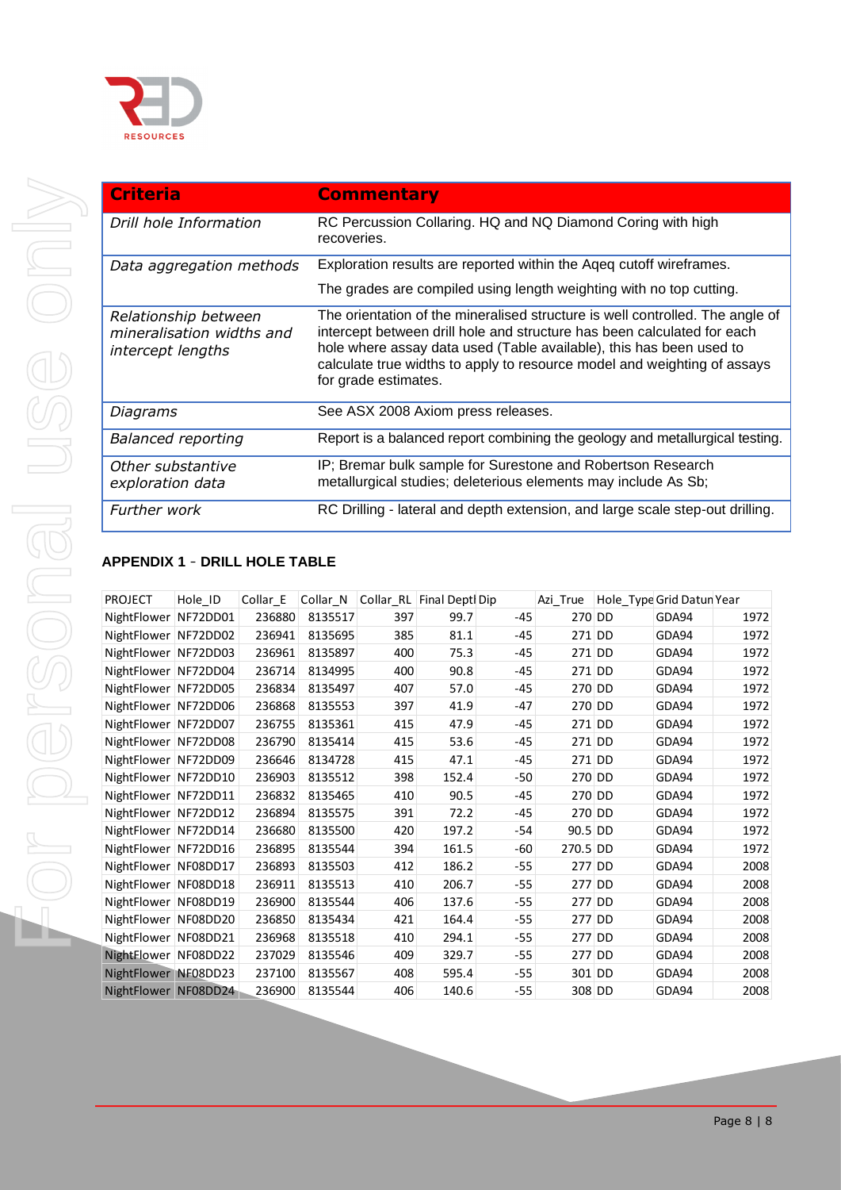| Criteria | Commentary |
|---|---|
| *Drill hole Information* | RC Percussion Collaring. HQ and NQ Diamond Coring with high recoveries. |
| *Data aggregation methods* | Exploration results are reported within the Aqeq cutoff wireframes. The grades are compiled using length weighting with no top cutting. |
| *Relationship between mineralisation widths and intercept lengths* | The orientation of the mineralised structure is well controlled. The angle of intercept between drill hole and structure has been calculated for each hole where assay data used (Table available), this has been used to calculate true widths to apply to resource model and weighting of assays for grade estimates. |
| *Diagrams* | See ASX 2008 Axiom press releases. |
| *Balanced reporting* | Report is a balanced report combining the geology and metallurgical testing. |
| *Other substantive exploration data* | IP; Bremar bulk sample for Surestone and Robertson Research metallurgical studies; deleterious elements may include As Sb; |
| *Further work* | RC Drilling - lateral and depth extension, and large scale step-out drilling. |

**APPENDIX 1** - **DRILL HOLE TABLE**

| PROJECT | Hole_ID | Collar_E | Collar_N | Collar_RL | Final Depth | Dip | Azi_True | Hole_Type | Grid Datum | Year |
|---|---|---|---|---|---|---|---|---|---|---|
| NightFlower | NF72DD01 | 236880 | 8135517 | 397 | 99.7 | -45 | 270 | DD | GDA94 | 1972 |
| NightFlower | NF72DD02 | 236941 | 8135695 | 385 | 81.1 | -45 | 271 | DD | GDA94 | 1972 |
| NightFlower | NF72DD03 | 236961 | 8135897 | 400 | 75.3 | -45 | 271 | DD | GDA94 | 1972 |
| NightFlower | NF72DD04 | 236714 | 8134995 | 400 | 90.8 | -45 | 271 | DD | GDA94 | 1972 |
| NightFlower | NF72DD05 | 236834 | 8135497 | 407 | 57.0 | -45 | 270 | DD | GDA94 | 1972 |
| NightFlower | NF72DD06 | 236868 | 8135553 | 397 | 41.9 | -47 | 270 | DD | GDA94 | 1972 |
| NightFlower | NF72DD07 | 236755 | 8135361 | 415 | 47.9 | -45 | 271 | DD | GDA94 | 1972 |
| NightFlower | NF72DD08 | 236790 | 8135414 | 415 | 53.6 | -45 | 271 | DD | GDA94 | 1972 |
| NightFlower | NF72DD09 | 236646 | 8134728 | 415 | 47.1 | -45 | 271 | DD | GDA94 | 1972 |
| NightFlower | NF72DD10 | 236903 | 8135512 | 398 | 152.4 | -50 | 270 | DD | GDA94 | 1972 |
| NightFlower | NF72DD11 | 236832 | 8135465 | 410 | 90.5 | -45 | 270 | DD | GDA94 | 1972 |
| NightFlower | NF72DD12 | 236894 | 8135575 | 391 | 72.2 | -45 | 270 | DD | GDA94 | 1972 |
| NightFlower | NF72DD14 | 236680 | 8135500 | 420 | 197.2 | -54 | 90.5 | DD | GDA94 | 1972 |
| NightFlower | NF72DD16 | 236895 | 8135544 | 394 | 161.5 | -60 | 270.5 | DD | GDA94 | 1972 |
| NightFlower | NF08DD17 | 236893 | 8135503 | 412 | 186.2 | -55 | 277 | DD | GDA94 | 2008 |
| NightFlower | NF08DD18 | 236911 | 8135513 | 410 | 206.7 | -55 | 277 | DD | GDA94 | 2008 |
| NightFlower | NF08DD19 | 236900 | 8135544 | 406 | 137.6 | -55 | 277 | DD | GDA94 | 2008 |
| NightFlower | NF08DD20 | 236850 | 8135434 | 421 | 164.4 | -55 | 277 | DD | GDA94 | 2008 |
| NightFlower | NF08DD21 | 236968 | 8135518 | 410 | 294.1 | -55 | 277 | DD | GDA94 | 2008 |
| NightFlower | NF08DD22 | 237029 | 8135546 | 409 | 329.7 | -55 | 277 | DD | GDA94 | 2008 |
| NightFlower | NF08DD23 | 237100 | 8135567 | 408 | 595.4 | -55 | 301 | DD | GDA94 | 2008 |
| NightFlower | NF08DD24 | 236900 | 8135544 | 406 | 140.6 | -55 | 308 | DD | GDA94 | 2008 |